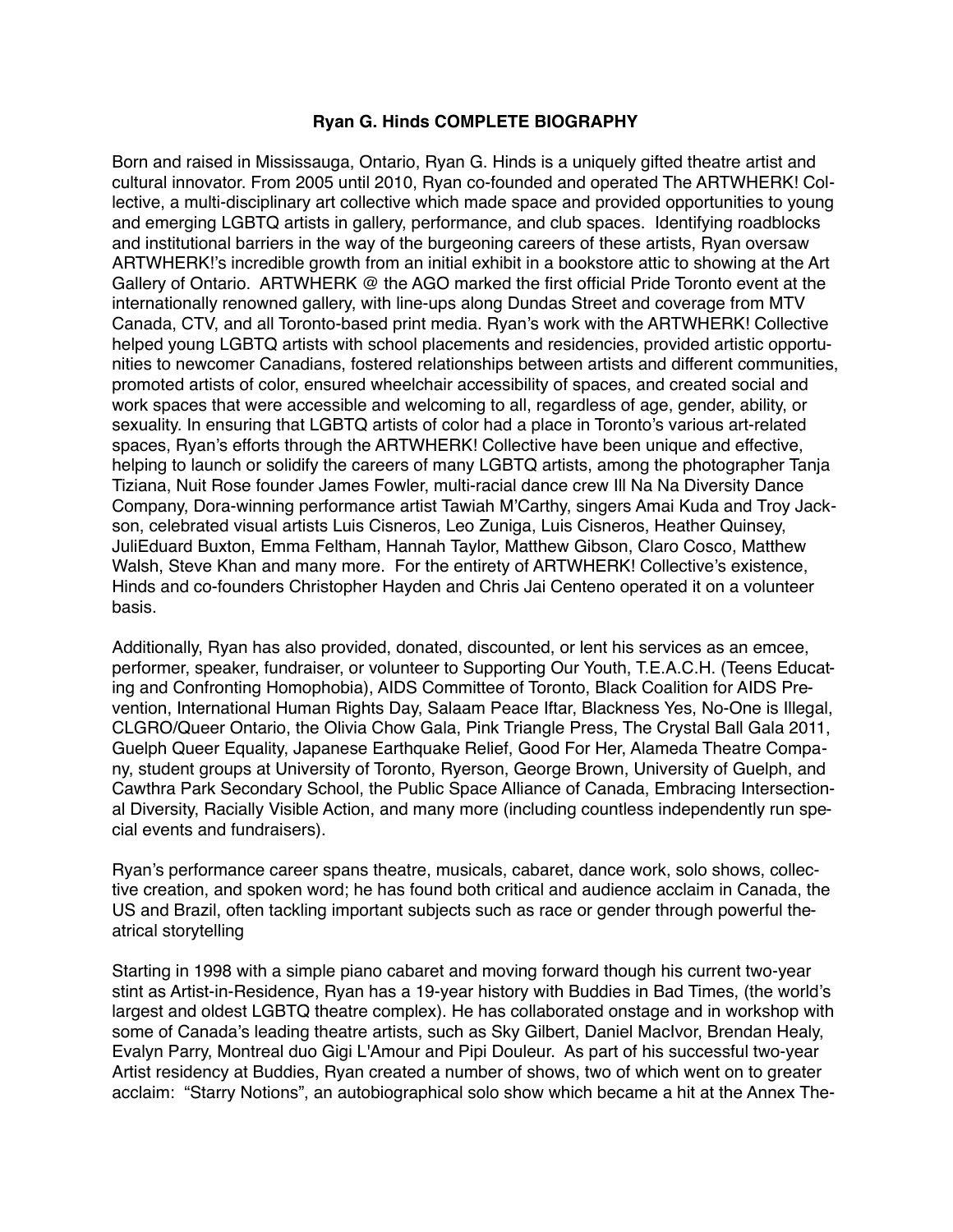**Ryan G. Hinds COMPLETE BIOGRAPHY**

Born and raised in Mississauga, Ontario, Ryan G. Hinds is a uniquely gifted theatre artist and cultural innovator. From 2005 until 2010, Ryan co-founded and operated The ARTWHERK! Collective, a multi-disciplinary art collective which made space and provided opportunities to young and emerging LGBTQ artists in gallery, performance, and club spaces. Identifying roadblocks and institutional barriers in the way of the burgeoning careers of these artists, Ryan oversaw ARTWHERK!'s incredible growth from an initial exhibit in a bookstore attic to showing at the Art Gallery of Ontario. ARTWHERK @ the AGO marked the first official Pride Toronto event at the internationally renowned gallery, with line-ups along Dundas Street and coverage from MTV Canada, CTV, and all Toronto-based print media. Ryan's work with the ARTWHERK! Collective helped young LGBTQ artists with school placements and residencies, provided artistic opportunities to newcomer Canadians, fostered relationships between artists and different communities, promoted artists of color, ensured wheelchair accessibility of spaces, and created social and work spaces that were accessible and welcoming to all, regardless of age, gender, ability, or sexuality. In ensuring that LGBTQ artists of color had a place in Toronto's various art-related spaces, Ryan's efforts through the ARTWHERK! Collective have been unique and effective, helping to launch or solidify the careers of many LGBTQ artists, among the photographer Tanja Tiziana, Nuit Rose founder James Fowler, multi-racial dance crew Ill Na Na Diversity Dance Company, Dora-winning performance artist Tawiah M'Carthy, singers Amai Kuda and Troy Jackson, celebrated visual artists Luis Cisneros, Leo Zuniga, Luis Cisneros, Heather Quinsey, JuliEduard Buxton, Emma Feltham, Hannah Taylor, Matthew Gibson, Claro Cosco, Matthew Walsh, Steve Khan and many more. For the entirety of ARTWHERK! Collective's existence, Hinds and co-founders Christopher Hayden and Chris Jai Centeno operated it on a volunteer basis.

Additionally, Ryan has also provided, donated, discounted, or lent his services as an emcee, performer, speaker, fundraiser, or volunteer to Supporting Our Youth, T.E.A.C.H. (Teens Educating and Confronting Homophobia), AIDS Committee of Toronto, Black Coalition for AIDS Prevention, International Human Rights Day, Salaam Peace Iftar, Blackness Yes, No-One is Illegal, CLGRO/Queer Ontario, the Olivia Chow Gala, Pink Triangle Press, The Crystal Ball Gala 2011, Guelph Queer Equality, Japanese Earthquake Relief, Good For Her, Alameda Theatre Company, student groups at University of Toronto, Ryerson, George Brown, University of Guelph, and Cawthra Park Secondary School, the Public Space Alliance of Canada, Embracing Intersectional Diversity, Racially Visible Action, and many more (including countless independently run special events and fundraisers).

Ryan's performance career spans theatre, musicals, cabaret, dance work, solo shows, collective creation, and spoken word; he has found both critical and audience acclaim in Canada, the US and Brazil, often tackling important subjects such as race or gender through powerful theatrical storytelling

Starting in 1998 with a simple piano cabaret and moving forward though his current two-year stint as Artist-in-Residence, Ryan has a 19-year history with Buddies in Bad Times, (the world's largest and oldest LGBTQ theatre complex). He has collaborated onstage and in workshop with some of Canada's leading theatre artists, such as Sky Gilbert, Daniel MacIvor, Brendan Healy, Evalyn Parry, Montreal duo Gigi L'Amour and Pipi Douleur. As part of his successful two-year Artist residency at Buddies, Ryan created a number of shows, two of which went on to greater acclaim: "Starry Notions", an autobiographical solo show which became a hit at the Annex The-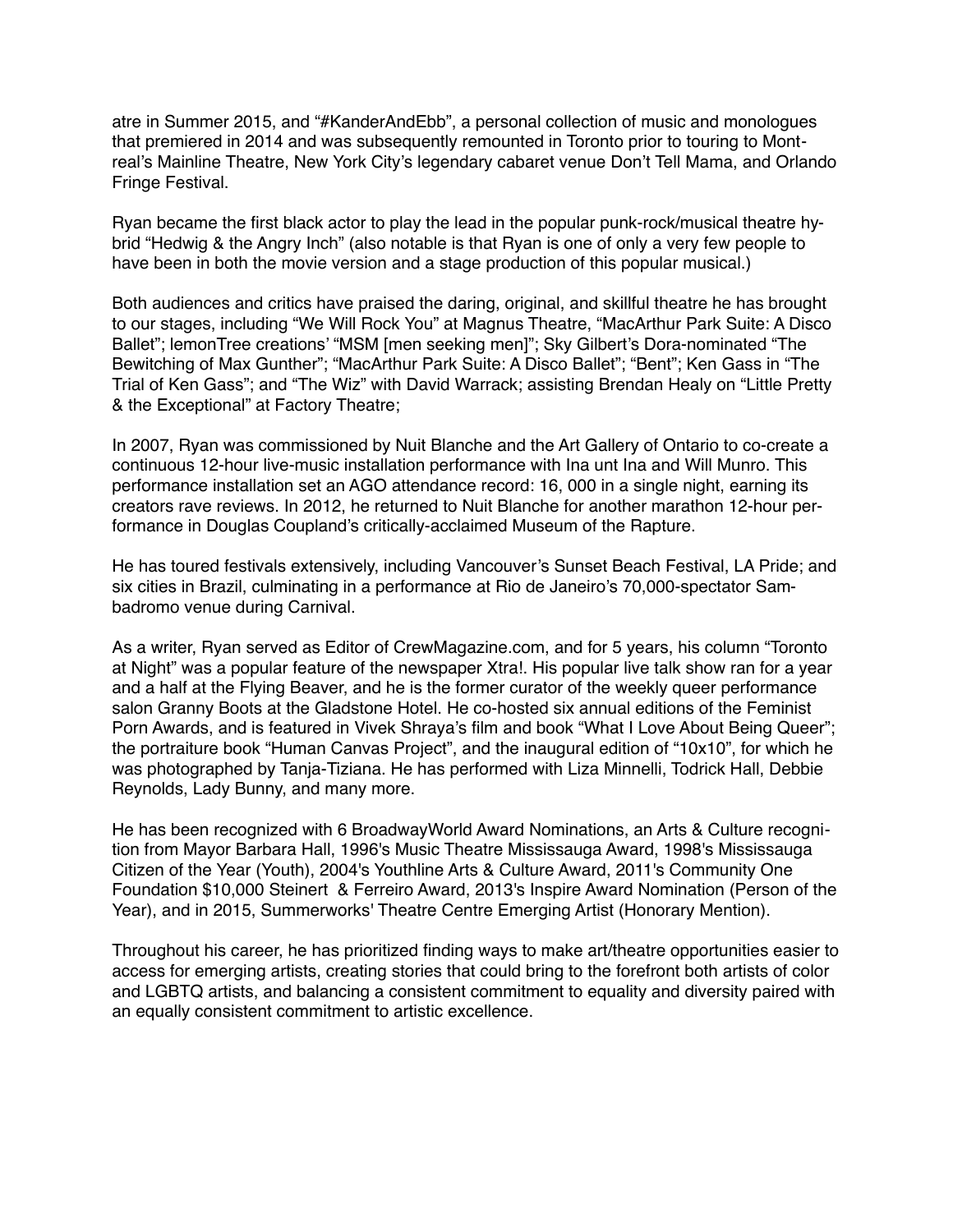atre in Summer 2015, and “#KanderAndEbb”, a personal collection of music and monologues that premiered in 2014 and was subsequently remounted in Toronto prior to touring to Montreal’s Mainline Theatre, New York City’s legendary cabaret venue Don’t Tell Mama, and Orlando Fringe Festival.

Ryan became the first black actor to play the lead in the popular punk-rock/musical theatre hybrid “Hedwig & the Angry Inch” (also notable is that Ryan is one of only a very few people to have been in both the movie version and a stage production of this popular musical.)

Both audiences and critics have praised the daring, original, and skillful theatre he has brought to our stages, including “We Will Rock You” at Magnus Theatre, “MacArthur Park Suite: A Disco Ballet”; lemonTree creations’ “MSM [men seeking men]”; Sky Gilbert’s Dora-nominated “The Bewitching of Max Gunther”; “MacArthur Park Suite: A Disco Ballet”; “Bent”; Ken Gass in “The Trial of Ken Gass”; and “The Wiz” with David Warrack; assisting Brendan Healy on “Little Pretty & the Exceptional” at Factory Theatre;

In 2007, Ryan was commissioned by Nuit Blanche and the Art Gallery of Ontario to co-create a continuous 12-hour live-music installation performance with Ina unt Ina and Will Munro. This performance installation set an AGO attendance record: 16, 000 in a single night, earning its creators rave reviews. In 2012, he returned to Nuit Blanche for another marathon 12-hour performance in Douglas Coupland’s critically-acclaimed Museum of the Rapture.

He has toured festivals extensively, including Vancouver’s Sunset Beach Festival, LA Pride; and six cities in Brazil, culminating in a performance at Rio de Janeiro’s 70,000-spectator Sambadromo venue during Carnival.

As a writer, Ryan served as Editor of CrewMagazine.com, and for 5 years, his column “Toronto at Night” was a popular feature of the newspaper Xtra!. His popular live talk show ran for a year and a half at the Flying Beaver, and he is the former curator of the weekly queer performance salon Granny Boots at the Gladstone Hotel. He co-hosted six annual editions of the Feminist Porn Awards, and is featured in Vivek Shraya’s film and book “What I Love About Being Queer”; the portraiture book “Human Canvas Project”, and the inaugural edition of “10x10”, for which he was photographed by Tanja-Tiziana. He has performed with Liza Minnelli, Todrick Hall, Debbie Reynolds, Lady Bunny, and many more.

He has been recognized with 6 BroadwayWorld Award Nominations, an Arts & Culture recognition from Mayor Barbara Hall, 1996's Music Theatre Mississauga Award, 1998's Mississauga Citizen of the Year (Youth), 2004's Youthline Arts & Culture Award, 2011's Community One Foundation $10,000 Steinert & Ferreiro Award, 2013's Inspire Award Nomination (Person of the Year), and in 2015, Summerworks' Theatre Centre Emerging Artist (Honorary Mention).

Throughout his career, he has prioritized finding ways to make art/theatre opportunities easier to access for emerging artists, creating stories that could bring to the forefront both artists of color and LGBTQ artists, and balancing a consistent commitment to equality and diversity paired with an equally consistent commitment to artistic excellence.